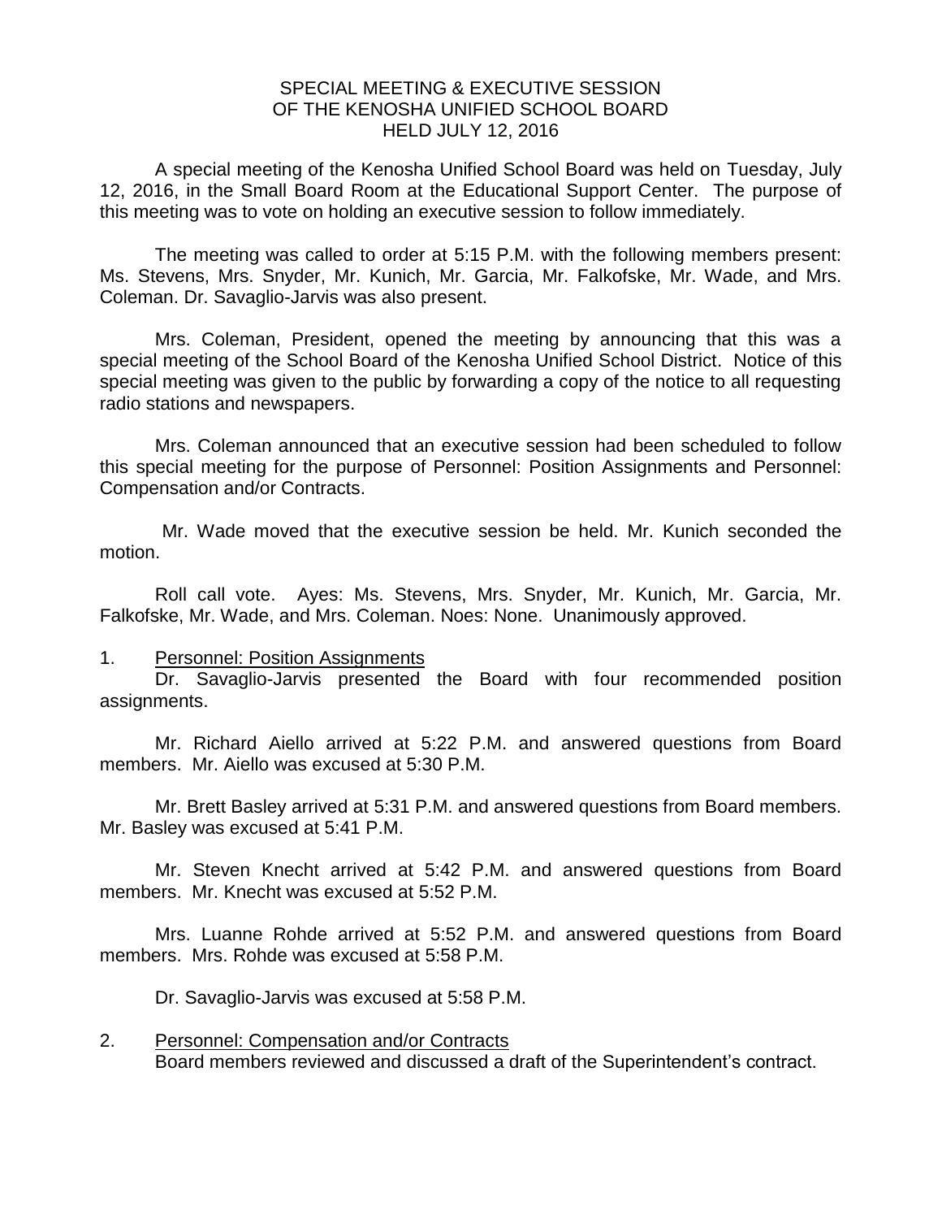# SPECIAL MEETING & EXECUTIVE SESSION OF THE KENOSHA UNIFIED SCHOOL BOARD HELD JULY 12, 2016

A special meeting of the Kenosha Unified School Board was held on Tuesday, July 12, 2016, in the Small Board Room at the Educational Support Center. The purpose of this meeting was to vote on holding an executive session to follow immediately.

The meeting was called to order at 5:15 P.M. with the following members present: Ms. Stevens, Mrs. Snyder, Mr. Kunich, Mr. Garcia, Mr. Falkofske, Mr. Wade, and Mrs. Coleman. Dr. Savaglio-Jarvis was also present.

Mrs. Coleman, President, opened the meeting by announcing that this was a special meeting of the School Board of the Kenosha Unified School District. Notice of this special meeting was given to the public by forwarding a copy of the notice to all requesting radio stations and newspapers.

Mrs. Coleman announced that an executive session had been scheduled to follow this special meeting for the purpose of Personnel: Position Assignments and Personnel: Compensation and/or Contracts.

Mr. Wade moved that the executive session be held. Mr. Kunich seconded the motion.

Roll call vote. Ayes: Ms. Stevens, Mrs. Snyder, Mr. Kunich, Mr. Garcia, Mr. Falkofske, Mr. Wade, and Mrs. Coleman. Noes: None. Unanimously approved.

1. Personnel: Position Assignments

Dr. Savaglio-Jarvis presented the Board with four recommended position assignments.

Mr. Richard Aiello arrived at 5:22 P.M. and answered questions from Board members. Mr. Aiello was excused at 5:30 P.M.

Mr. Brett Basley arrived at 5:31 P.M. and answered questions from Board members. Mr. Basley was excused at 5:41 P.M.

Mr. Steven Knecht arrived at 5:42 P.M. and answered questions from Board members. Mr. Knecht was excused at 5:52 P.M.

Mrs. Luanne Rohde arrived at 5:52 P.M. and answered questions from Board members. Mrs. Rohde was excused at 5:58 P.M.

Dr. Savaglio-Jarvis was excused at 5:58 P.M.

2. Personnel: Compensation and/or Contracts

Board members reviewed and discussed a draft of the Superintendent's contract.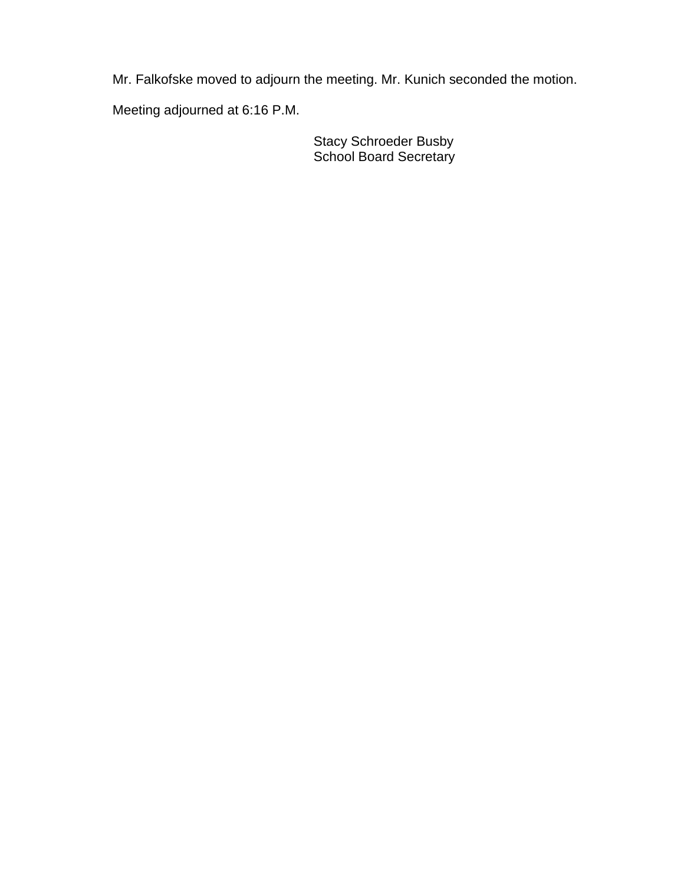Mr. Falkofske moved to adjourn the meeting. Mr. Kunich seconded the motion.

Meeting adjourned at 6:16 P.M.

Stacy Schroeder Busby
School Board Secretary